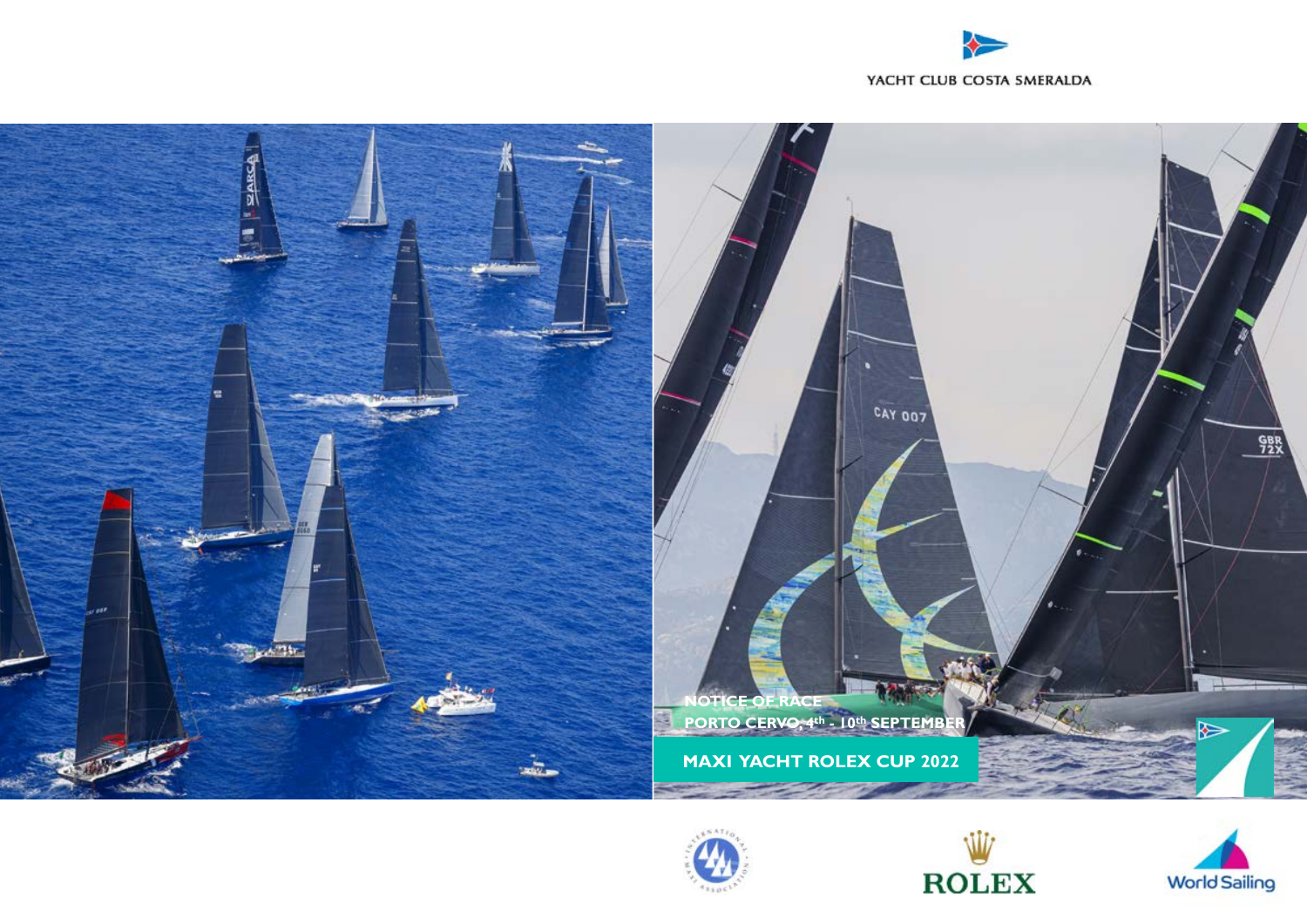YACHT CLUB COSTA SMERALDA

NOTICE OF RACE

PORTO CERVO, 4th - 10th SEPTEMBER

# MAXI YACHT ROLEX CUP 2022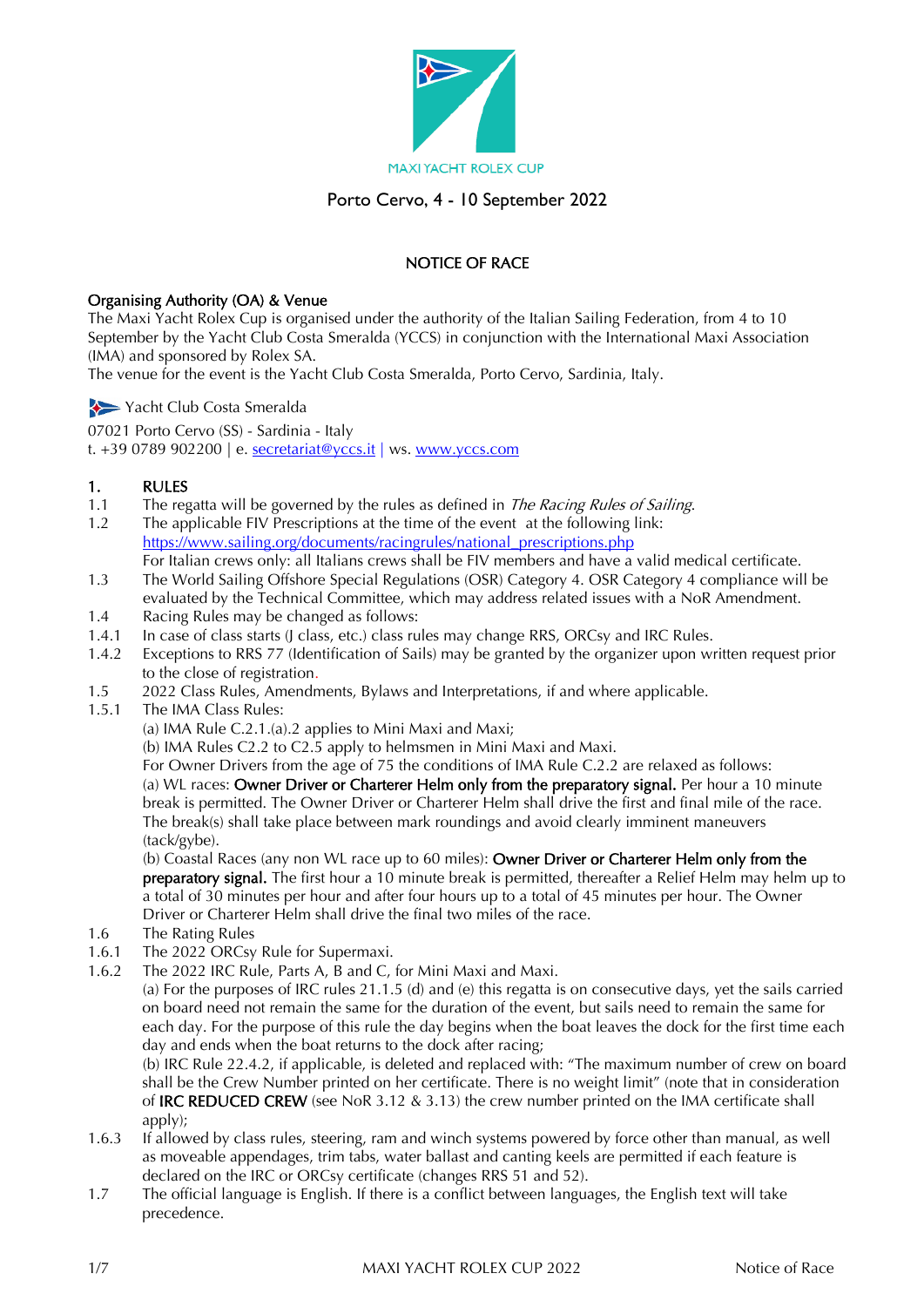MAXI YACHT ROLEX CUP

Porto Cervo, 4 - 10 September 2022

## NOTICE OF RACE

**Organising Authority (OA) & Venue**

The Maxi Yacht Rolex Cup is organised under the authority of the Italian Sailing Federation, from 4 to 10 September by the Yacht Club Costa Smeralda (YCCS) in conjunction with the International Maxi Association (IMA) and sponsored by Rolex SA.

The venue for the event is the Yacht Club Costa Smeralda, Porto Cervo, Sardinia, Italy.

Yacht Club Costa Smeralda

07021 Porto Cervo (SS) - Sardinia - Italy

t. +39 0789 902200 | e. secretariat@yccs.it | ws. www.yccs.com

### 1. RULES

1.1 The regatta will be governed by the rules as defined in *The Racing Rules of Sailing*.

1.2 The applicable FIV Prescriptions at the time of the event at the following link: https://www.sailing.org/documents/racingrules/national_prescriptions.php
For Italian crews only: all Italians crews shall be FIV members and have a valid medical certificate.

1.3 The World Sailing Offshore Special Regulations (OSR) Category 4. OSR Category 4 compliance will be evaluated by the Technical Committee, which may address related issues with a NoR Amendment.

1.4 Racing Rules may be changed as follows:

1.4.1 In case of class starts (J class, etc.) class rules may change RRS, ORCsy and IRC Rules.

1.4.2 Exceptions to RRS 77 (Identification of Sails) may be granted by the organizer upon written request prior to the close of registration.

1.5 2022 Class Rules, Amendments, Bylaws and Interpretations, if and where applicable.

1.5.1 The IMA Class Rules:
(a) IMA Rule C.2.1.(a).2 applies to Mini Maxi and Maxi;
(b) IMA Rules C2.2 to C2.5 apply to helmsmen in Mini Maxi and Maxi.
For Owner Drivers from the age of 75 the conditions of IMA Rule C.2.2 are relaxed as follows:
(a) WL races: **Owner Driver or Charterer Helm only from the preparatory signal.** Per hour a 10 minute break is permitted. The Owner Driver or Charterer Helm shall drive the first and final mile of the race. The break(s) shall take place between mark roundings and avoid clearly imminent maneuvers (tack/gybe).
(b) Coastal Races (any non WL race up to 60 miles): **Owner Driver or Charterer Helm only from the preparatory signal.** The first hour a 10 minute break is permitted, thereafter a Relief Helm may helm up to a total of 30 minutes per hour and after four hours up to a total of 45 minutes per hour. The Owner Driver or Charterer Helm shall drive the final two miles of the race.

1.6 The Rating Rules

1.6.1 The 2022 ORCsy Rule for Supermaxi.

1.6.2 The 2022 IRC Rule, Parts A, B and C, for Mini Maxi and Maxi.
(a) For the purposes of IRC rules 21.1.5 (d) and (e) this regatta is on consecutive days, yet the sails carried on board need not remain the same for the duration of the event, but sails need to remain the same for each day. For the purpose of this rule the day begins when the boat leaves the dock for the first time each day and ends when the boat returns to the dock after racing;
(b) IRC Rule 22.4.2, if applicable, is deleted and replaced with: "The maximum number of crew on board shall be the Crew Number printed on her certificate. There is no weight limit" (note that in consideration of **IRC REDUCED CREW** (see NoR 3.12 & 3.13) the crew number printed on the IMA certificate shall apply);

1.6.3 If allowed by class rules, steering, ram and winch systems powered by force other than manual, as well as moveable appendages, trim tabs, water ballast and canting keels are permitted if each feature is declared on the IRC or ORCsy certificate (changes RRS 51 and 52).

1.7 The official language is English. If there is a conflict between languages, the English text will take precedence.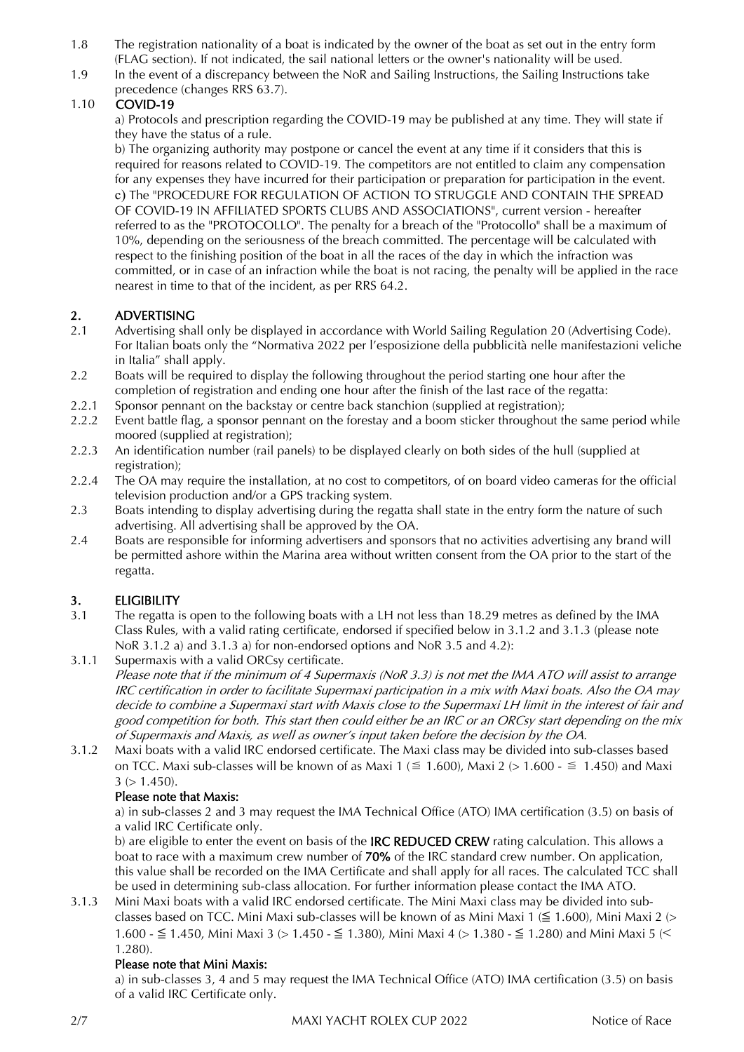1.8 The registration nationality of a boat is indicated by the owner of the boat as set out in the entry form (FLAG section). If not indicated, the sail national letters or the owner's nationality will be used.

1.9 In the event of a discrepancy between the NoR and Sailing Instructions, the Sailing Instructions take precedence (changes RRS 63.7).

1.10 **COVID-19**

a) Protocols and prescription regarding the COVID-19 may be published at any time. They will state if they have the status of a rule.

b) The organizing authority may postpone or cancel the event at any time if it considers that this is required for reasons related to COVID-19. The competitors are not entitled to claim any compensation for any expenses they have incurred for their participation or preparation for participation in the event.

c) The "PROCEDURE FOR REGULATION OF ACTION TO STRUGGLE AND CONTAIN THE SPREAD OF COVID-19 IN AFFILIATED SPORTS CLUBS AND ASSOCIATIONS", current version - hereafter referred to as the "PROTOCOLLO". The penalty for a breach of the "Protocollo" shall be a maximum of 10%, depending on the seriousness of the breach committed. The percentage will be calculated with respect to the finishing position of the boat in all the races of the day in which the infraction was committed, or in case of an infraction while the boat is not racing, the penalty will be applied in the race nearest in time to that of the incident, as per RRS 64.2.

## 2. ADVERTISING

2.1 Advertising shall only be displayed in accordance with World Sailing Regulation 20 (Advertising Code). For Italian boats only the "Normativa 2022 per l'esposizione della pubblicità nelle manifestazioni veliche in Italia" shall apply.

2.2 Boats will be required to display the following throughout the period starting one hour after the completion of registration and ending one hour after the finish of the last race of the regatta:

2.2.1 Sponsor pennant on the backstay or centre back stanchion (supplied at registration);

2.2.2 Event battle flag, a sponsor pennant on the forestay and a boom sticker throughout the same period while moored (supplied at registration);

2.2.3 An identification number (rail panels) to be displayed clearly on both sides of the hull (supplied at registration);

2.2.4 The OA may require the installation, at no cost to competitors, of on board video cameras for the official television production and/or a GPS tracking system.

2.3 Boats intending to display advertising during the regatta shall state in the entry form the nature of such advertising. All advertising shall be approved by the OA.

2.4 Boats are responsible for informing advertisers and sponsors that no activities advertising any brand will be permitted ashore within the Marina area without written consent from the OA prior to the start of the regatta.

## 3. ELIGIBILITY

3.1 The regatta is open to the following boats with a LH not less than 18.29 metres as defined by the IMA Class Rules, with a valid rating certificate, endorsed if specified below in 3.1.2 and 3.1.3 (please note NoR 3.1.2 a) and 3.1.3 a) for non-endorsed options and NoR 3.5 and 4.2):

3.1.1 Supermaxis with a valid ORCsy certificate.

*Please note that if the minimum of 4 Supermaxis (NoR 3.3) is not met the IMA ATO will assist to arrange IRC certification in order to facilitate Supermaxi participation in a mix with Maxi boats. Also the OA may decide to combine a Supermaxi start with Maxis close to the Supermaxi LH limit in the interest of fair and good competition for both. This start then could either be an IRC or an ORCsy start depending on the mix of Supermaxis and Maxis, as well as owner's input taken before the decision by the OA.*

3.1.2 Maxi boats with a valid IRC endorsed certificate. The Maxi class may be divided into sub-classes based on TCC. Maxi sub-classes will be known of as Maxi 1 (≧ 1.600), Maxi 2 (> 1.600 - ≧ 1.450) and Maxi 3 (> 1.450).

**Please note that Maxis:**

a) in sub-classes 2 and 3 may request the IMA Technical Office (ATO) IMA certification (3.5) on basis of a valid IRC Certificate only.

b) are eligible to enter the event on basis of the **IRC REDUCED CREW** rating calculation. This allows a boat to race with a maximum crew number of **70%** of the IRC standard crew number. On application, this value shall be recorded on the IMA Certificate and shall apply for all races. The calculated TCC shall be used in determining sub-class allocation. For further information please contact the IMA ATO.

3.1.3 Mini Maxi boats with a valid IRC endorsed certificate. The Mini Maxi class may be divided into sub-classes based on TCC. Mini Maxi sub-classes will be known of as Mini Maxi 1 (≧ 1.600), Mini Maxi 2 (> 1.600 - ≦ 1.450, Mini Maxi 3 (> 1.450 - ≦ 1.380), Mini Maxi 4 (> 1.380 - ≦ 1.280) and Mini Maxi 5 (< 1.280).

**Please note that Mini Maxis:**

a) in sub-classes 3, 4 and 5 may request the IMA Technical Office (ATO) IMA certification (3.5) on basis of a valid IRC Certificate only.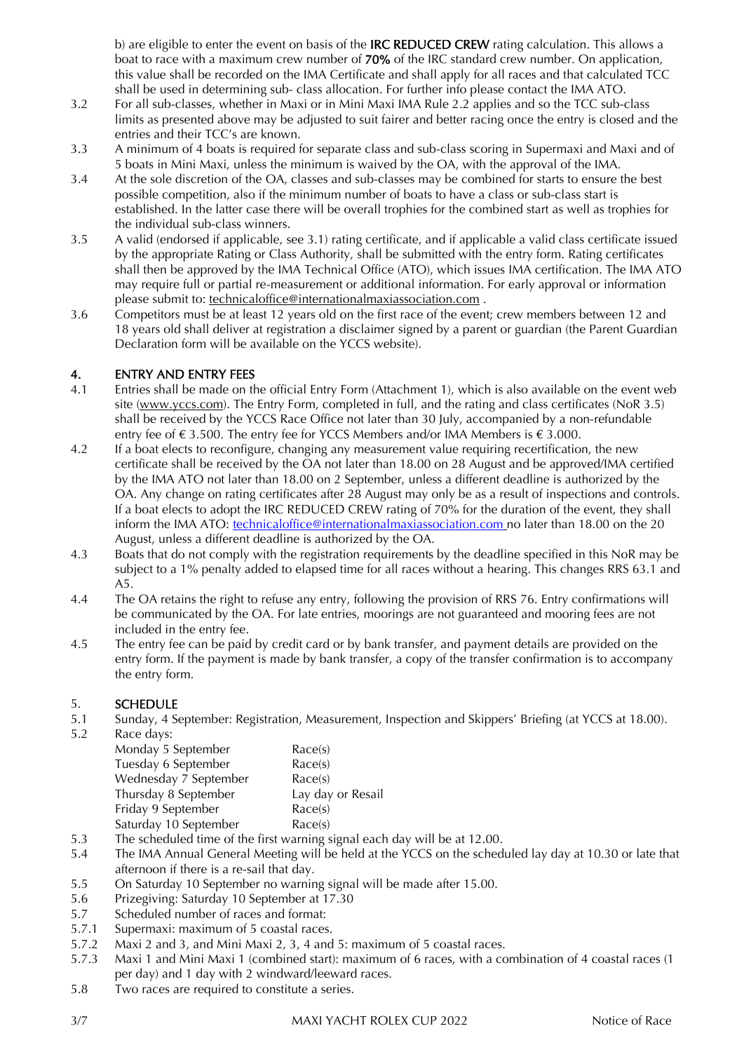b) are eligible to enter the event on basis of the **IRC REDUCED CREW** rating calculation. This allows a boat to race with a maximum crew number of **70%** of the IRC standard crew number. On application, this value shall be recorded on the IMA Certificate and shall apply for all races and that calculated TCC shall be used in determining sub- class allocation. For further info please contact the IMA ATO.

3.2 For all sub-classes, whether in Maxi or in Mini Maxi IMA Rule 2.2 applies and so the TCC sub-class limits as presented above may be adjusted to suit fairer and better racing once the entry is closed and the entries and their TCC's are known.

3.3 A minimum of 4 boats is required for separate class and sub-class scoring in Supermaxi and Maxi and of 5 boats in Mini Maxi, unless the minimum is waived by the OA, with the approval of the IMA.

3.4 At the sole discretion of the OA, classes and sub-classes may be combined for starts to ensure the best possible competition, also if the minimum number of boats to have a class or sub-class start is established. In the latter case there will be overall trophies for the combined start as well as trophies for the individual sub-class winners.

3.5 A valid (endorsed if applicable, see 3.1) rating certificate, and if applicable a valid class certificate issued by the appropriate Rating or Class Authority, shall be submitted with the entry form. Rating certificates shall then be approved by the IMA Technical Office (ATO), which issues IMA certification. The IMA ATO may require full or partial re-measurement or additional information. For early approval or information please submit to: technicaloffice@internationalmaxiassociation.com .

3.6 Competitors must be at least 12 years old on the first race of the event; crew members between 12 and 18 years old shall deliver at registration a disclaimer signed by a parent or guardian (the Parent Guardian Declaration form will be available on the YCCS website).

## 4. ENTRY AND ENTRY FEES

4.1 Entries shall be made on the official Entry Form (Attachment 1), which is also available on the event web site (www.yccs.com). The Entry Form, completed in full, and the rating and class certificates (NoR 3.5) shall be received by the YCCS Race Office not later than 30 July, accompanied by a non-refundable entry fee of € 3.500. The entry fee for YCCS Members and/or IMA Members is € 3.000.

4.2 If a boat elects to reconfigure, changing any measurement value requiring recertification, the new certificate shall be received by the OA not later than 18.00 on 28 August and be approved/IMA certified by the IMA ATO not later than 18.00 on 2 September, unless a different deadline is authorized by the OA. Any change on rating certificates after 28 August may only be as a result of inspections and controls. If a boat elects to adopt the IRC REDUCED CREW rating of 70% for the duration of the event, they shall inform the IMA ATO: technicaloffice@internationalmaxiassociation.com no later than 18.00 on the 20 August, unless a different deadline is authorized by the OA.

4.3 Boats that do not comply with the registration requirements by the deadline specified in this NoR may be subject to a 1% penalty added to elapsed time for all races without a hearing. This changes RRS 63.1 and A5.

4.4 The OA retains the right to refuse any entry, following the provision of RRS 76. Entry confirmations will be communicated by the OA. For late entries, moorings are not guaranteed and mooring fees are not included in the entry fee.

4.5 The entry fee can be paid by credit card or by bank transfer, and payment details are provided on the entry form. If the payment is made by bank transfer, a copy of the transfer confirmation is to accompany the entry form.

## 5. SCHEDULE

5.1 Sunday, 4 September: Registration, Measurement, Inspection and Skippers' Briefing (at YCCS at 18.00).

5.2 Race days:

| | |
|---|---|
| Monday 5 September | Race(s) |
| Tuesday 6 September | Race(s) |
| Wednesday 7 September | Race(s) |
| Thursday 8 September | Lay day or Resail |
| Friday 9 September | Race(s) |
| Saturday 10 September | Race(s) |

5.3 The scheduled time of the first warning signal each day will be at 12.00.

5.4 The IMA Annual General Meeting will be held at the YCCS on the scheduled lay day at 10.30 or late that afternoon if there is a re-sail that day.

5.5 On Saturday 10 September no warning signal will be made after 15.00.

5.6 Prizegiving: Saturday 10 September at 17.30

5.7 Scheduled number of races and format:

5.7.1 Supermaxi: maximum of 5 coastal races.

5.7.2 Maxi 2 and 3, and Mini Maxi 2, 3, 4 and 5: maximum of 5 coastal races.

5.7.3 Maxi 1 and Mini Maxi 1 (combined start): maximum of 6 races, with a combination of 4 coastal races (1 per day) and 1 day with 2 windward/leeward races.

5.8 Two races are required to constitute a series.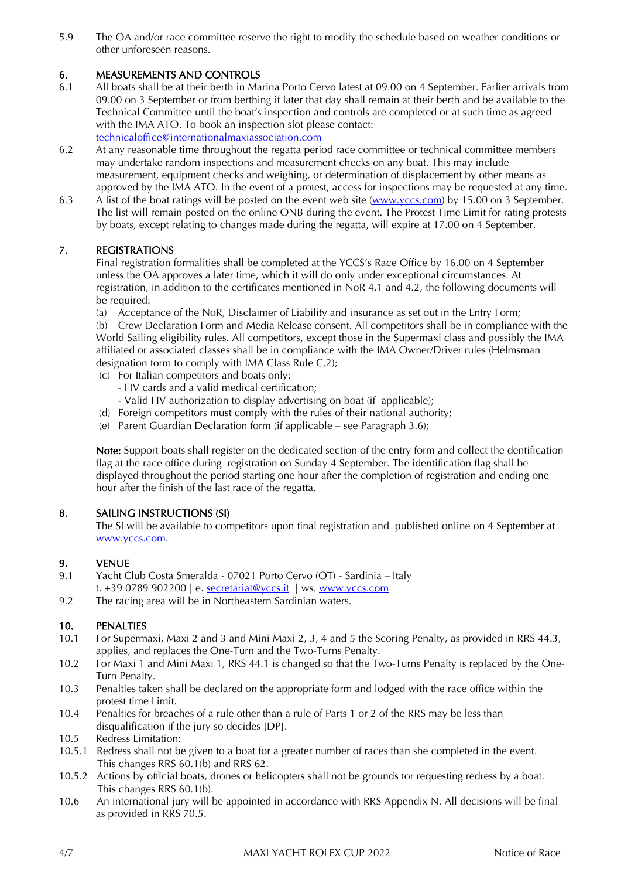5.9 The OA and/or race committee reserve the right to modify the schedule based on weather conditions or other unforeseen reasons.

## 6. MEASUREMENTS AND CONTROLS

6.1 All boats shall be at their berth in Marina Porto Cervo latest at 09.00 on 4 September. Earlier arrivals from 09.00 on 3 September or from berthing if later that day shall remain at their berth and be available to the Technical Committee until the boat's inspection and controls are completed or at such time as agreed with the IMA ATO. To book an inspection slot please contact: technicaloffice@internationalmaxiassociation.com

6.2 At any reasonable time throughout the regatta period race committee or technical committee members may undertake random inspections and measurement checks on any boat. This may include measurement, equipment checks and weighing, or determination of displacement by other means as approved by the IMA ATO. In the event of a protest, access for inspections may be requested at any time.

6.3 A list of the boat ratings will be posted on the event web site (www.yccs.com) by 15.00 on 3 September. The list will remain posted on the online ONB during the event. The Protest Time Limit for rating protests by boats, except relating to changes made during the regatta, will expire at 17.00 on 4 September.

## 7. REGISTRATIONS

Final registration formalities shall be completed at the YCCS's Race Office by 16.00 on 4 September unless the OA approves a later time, which it will do only under exceptional circumstances. At registration, in addition to the certificates mentioned in NoR 4.1 and 4.2, the following documents will be required:

(a) Acceptance of the NoR, Disclaimer of Liability and insurance as set out in the Entry Form;

(b) Crew Declaration Form and Media Release consent. All competitors shall be in compliance with the World Sailing eligibility rules. All competitors, except those in the Supermaxi class and possibly the IMA affiliated or associated classes shall be in compliance with the IMA Owner/Driver rules (Helmsman designation form to comply with IMA Class Rule C.2);

(c) For Italian competitors and boats only:
- FIV cards and a valid medical certification;
- Valid FIV authorization to display advertising on boat (if applicable);

(d) Foreign competitors must comply with the rules of their national authority;

(e) Parent Guardian Declaration form (if applicable – see Paragraph 3.6);

**Note:** Support boats shall register on the dedicated section of the entry form and collect the dentification flag at the race office during registration on Sunday 4 September. The identification flag shall be displayed throughout the period starting one hour after the completion of registration and ending one hour after the finish of the last race of the regatta.

## 8. SAILING INSTRUCTIONS (SI)

The SI will be available to competitors upon final registration and published online on 4 September at www.yccs.com.

## 9. VENUE

9.1 Yacht Club Costa Smeralda - 07021 Porto Cervo (OT) - Sardinia – Italy
t. +39 0789 902200 | e. secretariat@yccs.it | ws. www.yccs.com

9.2 The racing area will be in Northeastern Sardinian waters.

## 10. PENALTIES

10.1 For Supermaxi, Maxi 2 and 3 and Mini Maxi 2, 3, 4 and 5 the Scoring Penalty, as provided in RRS 44.3, applies, and replaces the One-Turn and the Two-Turns Penalty.

10.2 For Maxi 1 and Mini Maxi 1, RRS 44.1 is changed so that the Two-Turns Penalty is replaced by the One-Turn Penalty.

10.3 Penalties taken shall be declared on the appropriate form and lodged with the race office within the protest time Limit.

10.4 Penalties for breaches of a rule other than a rule of Parts 1 or 2 of the RRS may be less than disqualification if the jury so decides [DP].

10.5 Redress Limitation:

10.5.1 Redress shall not be given to a boat for a greater number of races than she completed in the event. This changes RRS 60.1(b) and RRS 62.

10.5.2 Actions by official boats, drones or helicopters shall not be grounds for requesting redress by a boat. This changes RRS 60.1(b).

10.6 An international jury will be appointed in accordance with RRS Appendix N. All decisions will be final as provided in RRS 70.5.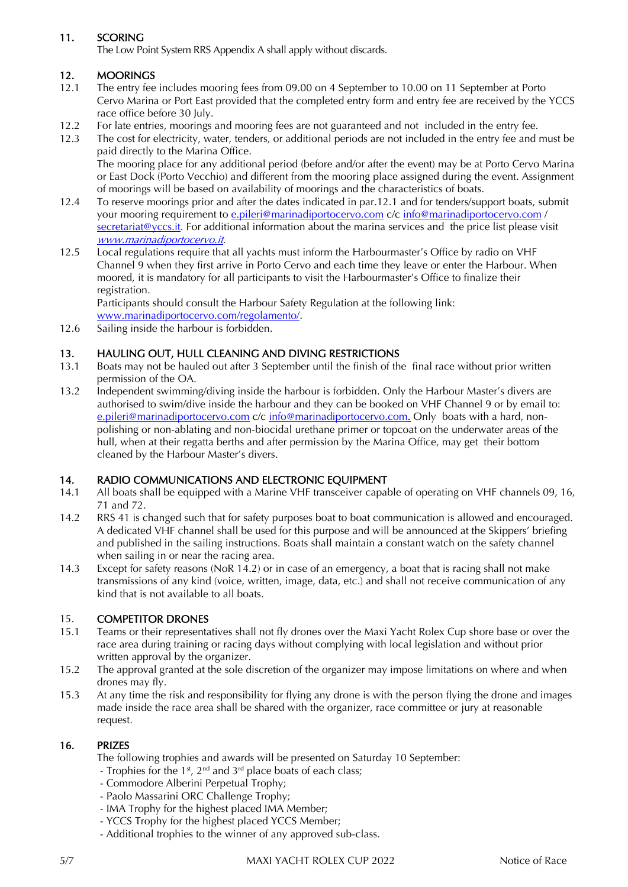## 11. SCORING

The Low Point System RRS Appendix A shall apply without discards.

## 12. MOORINGS

12.1 The entry fee includes mooring fees from 09.00 on 4 September to 10.00 on 11 September at Porto Cervo Marina or Port East provided that the completed entry form and entry fee are received by the YCCS race office before 30 July.

12.2 For late entries, moorings and mooring fees are not guaranteed and not included in the entry fee.

12.3 The cost for electricity, water, tenders, or additional periods are not included in the entry fee and must be paid directly to the Marina Office.
The mooring place for any additional period (before and/or after the event) may be at Porto Cervo Marina or East Dock (Porto Vecchio) and different from the mooring place assigned during the event. Assignment of moorings will be based on availability of moorings and the characteristics of boats.

12.4 To reserve moorings prior and after the dates indicated in par.12.1 and for tenders/support boats, submit your mooring requirement to e.pileri@marinadiportocervo.com c/c info@marinadiportocervo.com / secretariat@yccs.it. For additional information about the marina services and the price list please visit *www.marinadiportocervo.it*.

12.5 Local regulations require that all yachts must inform the Harbourmaster's Office by radio on VHF Channel 9 when they first arrive in Porto Cervo and each time they leave or enter the Harbour. When moored, it is mandatory for all participants to visit the Harbourmaster's Office to finalize their registration.
Participants should consult the Harbour Safety Regulation at the following link: www.marinadiportocervo.com/regolamento/.

12.6 Sailing inside the harbour is forbidden.

## 13. HAULING OUT, HULL CLEANING AND DIVING RESTRICTIONS

13.1 Boats may not be hauled out after 3 September until the finish of the final race without prior written permission of the OA.

13.2 Independent swimming/diving inside the harbour is forbidden. Only the Harbour Master's divers are authorised to swim/dive inside the harbour and they can be booked on VHF Channel 9 or by email to: e.pileri@marinadiportocervo.com c/c info@marinadiportocervo.com. Only boats with a hard, non-polishing or non-ablating and non-biocidal urethane primer or topcoat on the underwater areas of the hull, when at their regatta berths and after permission by the Marina Office, may get their bottom cleaned by the Harbour Master's divers.

## 14. RADIO COMMUNICATIONS AND ELECTRONIC EQUIPMENT

14.1 All boats shall be equipped with a Marine VHF transceiver capable of operating on VHF channels 09, 16, 71 and 72.

14.2 RRS 41 is changed such that for safety purposes boat to boat communication is allowed and encouraged. A dedicated VHF channel shall be used for this purpose and will be announced at the Skippers' briefing and published in the sailing instructions. Boats shall maintain a constant watch on the safety channel when sailing in or near the racing area.

14.3 Except for safety reasons (NoR 14.2) or in case of an emergency, a boat that is racing shall not make transmissions of any kind (voice, written, image, data, etc.) and shall not receive communication of any kind that is not available to all boats.

## 15. COMPETITOR DRONES

15.1 Teams or their representatives shall not fly drones over the Maxi Yacht Rolex Cup shore base or over the race area during training or racing days without complying with local legislation and without prior written approval by the organizer.

15.2 The approval granted at the sole discretion of the organizer may impose limitations on where and when drones may fly.

15.3 At any time the risk and responsibility for flying any drone is with the person flying the drone and images made inside the race area shall be shared with the organizer, race committee or jury at reasonable request.

## 16. PRIZES

The following trophies and awards will be presented on Saturday 10 September:

- Trophies for the 1st, 2nd and 3rd place boats of each class;
- Commodore Alberini Perpetual Trophy;
- Paolo Massarini ORC Challenge Trophy;
- IMA Trophy for the highest placed IMA Member;
- YCCS Trophy for the highest placed YCCS Member;
- Additional trophies to the winner of any approved sub-class.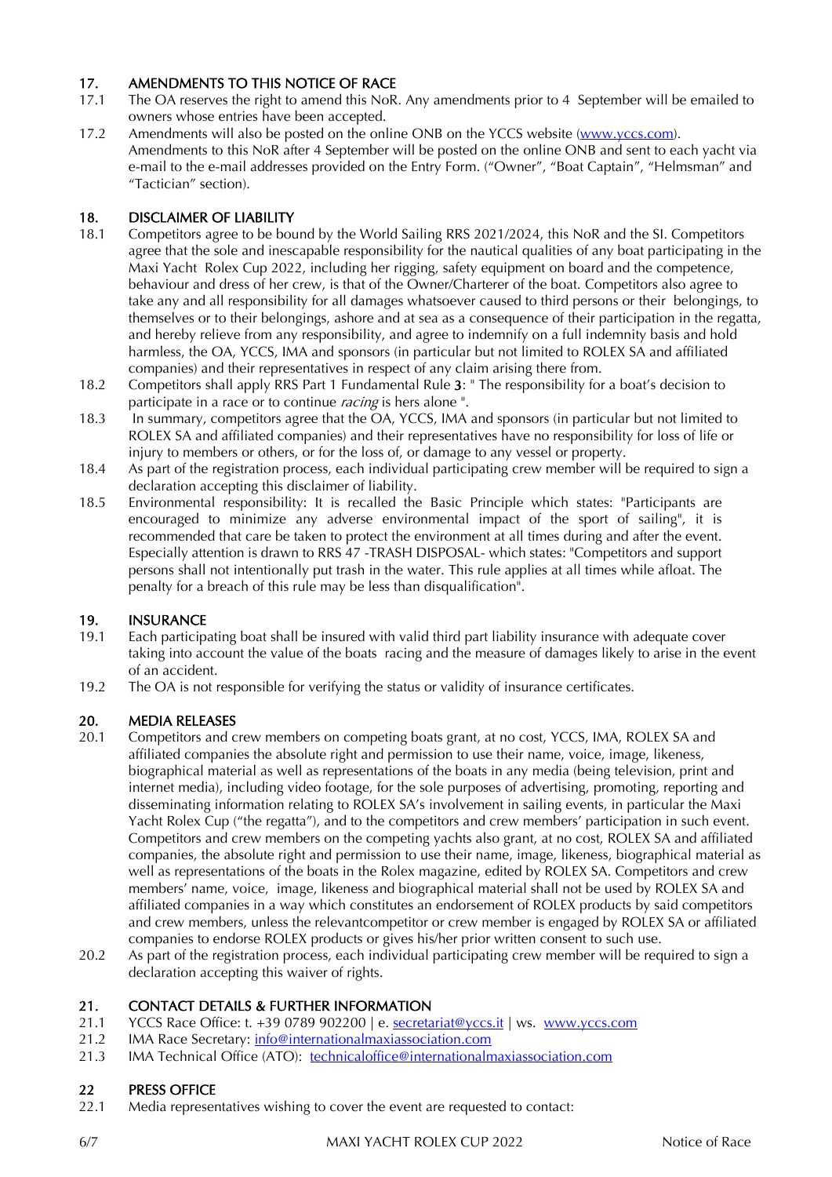## 17. AMENDMENTS TO THIS NOTICE OF RACE

17.1 The OA reserves the right to amend this NoR. Any amendments prior to 4 September will be emailed to owners whose entries have been accepted.

17.2 Amendments will also be posted on the online ONB on the YCCS website (www.yccs.com). Amendments to this NoR after 4 September will be posted on the online ONB and sent to each yacht via e-mail to the e-mail addresses provided on the Entry Form. ("Owner", "Boat Captain", "Helmsman" and "Tactician" section).

## 18. DISCLAIMER OF LIABILITY

18.1 Competitors agree to be bound by the World Sailing RRS 2021/2024, this NoR and the SI. Competitors agree that the sole and inescapable responsibility for the nautical qualities of any boat participating in the Maxi Yacht Rolex Cup 2022, including her rigging, safety equipment on board and the competence, behaviour and dress of her crew, is that of the Owner/Charterer of the boat. Competitors also agree to take any and all responsibility for all damages whatsoever caused to third persons or their belongings, to themselves or to their belongings, ashore and at sea as a consequence of their participation in the regatta, and hereby relieve from any responsibility, and agree to indemnify on a full indemnity basis and hold harmless, the OA, YCCS, IMA and sponsors (in particular but not limited to ROLEX SA and affiliated companies) and their representatives in respect of any claim arising there from.

18.2 Competitors shall apply RRS Part 1 Fundamental Rule **3**: " The responsibility for a boat's decision to participate in a race or to continue *racing* is hers alone ".

18.3 In summary, competitors agree that the OA, YCCS, IMA and sponsors (in particular but not limited to ROLEX SA and affiliated companies) and their representatives have no responsibility for loss of life or injury to members or others, or for the loss of, or damage to any vessel or property.

18.4 As part of the registration process, each individual participating crew member will be required to sign a declaration accepting this disclaimer of liability.

18.5 Environmental responsibility: It is recalled the Basic Principle which states: "Participants are encouraged to minimize any adverse environmental impact of the sport of sailing", it is recommended that care be taken to protect the environment at all times during and after the event. Especially attention is drawn to RRS 47 -TRASH DISPOSAL- which states: "Competitors and support persons shall not intentionally put trash in the water. This rule applies at all times while afloat. The penalty for a breach of this rule may be less than disqualification".

## 19. INSURANCE

19.1 Each participating boat shall be insured with valid third part liability insurance with adequate cover taking into account the value of the boats racing and the measure of damages likely to arise in the event of an accident.

19.2 The OA is not responsible for verifying the status or validity of insurance certificates.

## 20. MEDIA RELEASES

20.1 Competitors and crew members on competing boats grant, at no cost, YCCS, IMA, ROLEX SA and affiliated companies the absolute right and permission to use their name, voice, image, likeness, biographical material as well as representations of the boats in any media (being television, print and internet media), including video footage, for the sole purposes of advertising, promoting, reporting and disseminating information relating to ROLEX SA's involvement in sailing events, in particular the Maxi Yacht Rolex Cup ("the regatta"), and to the competitors and crew members' participation in such event. Competitors and crew members on the competing yachts also grant, at no cost, ROLEX SA and affiliated companies, the absolute right and permission to use their name, image, likeness, biographical material as well as representations of the boats in the Rolex magazine, edited by ROLEX SA. Competitors and crew members' name, voice, image, likeness and biographical material shall not be used by ROLEX SA and affiliated companies in a way which constitutes an endorsement of ROLEX products by said competitors and crew members, unless the relevantcompetitor or crew member is engaged by ROLEX SA or affiliated companies to endorse ROLEX products or gives his/her prior written consent to such use.

20.2 As part of the registration process, each individual participating crew member will be required to sign a declaration accepting this waiver of rights.

## 21. CONTACT DETAILS & FURTHER INFORMATION

21.1 YCCS Race Office: t. +39 0789 902200 | e. secretariat@yccs.it | ws. www.yccs.com

21.2 IMA Race Secretary: info@internationalmaxiassociation.com

21.3 IMA Technical Office (ATO): technicaloffice@internationalmaxiassociation.com

## 22 PRESS OFFICE

22.1 Media representatives wishing to cover the event are requested to contact: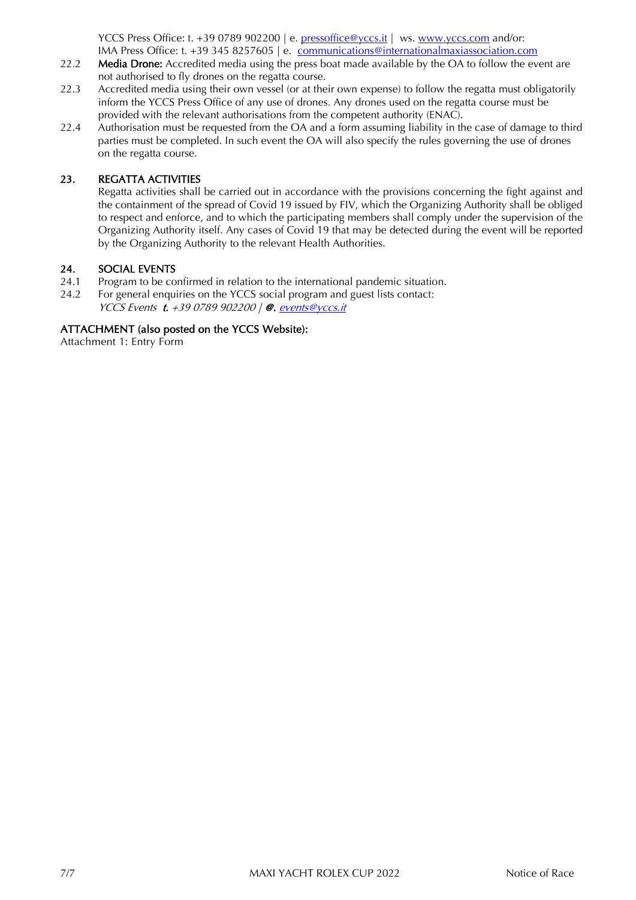YCCS Press Office: t. +39 0789 902200 | e. pressoffice@yccs.it | ws. www.yccs.com and/or:
IMA Press Office: t. +39 345 8257605 | e. communications@internationalmaxiassociation.com

22.2 **Media Drone:** Accredited media using the press boat made available by the OA to follow the event are not authorised to fly drones on the regatta course.

22.3 Accredited media using their own vessel (or at their own expense) to follow the regatta must obligatorily inform the YCCS Press Office of any use of drones. Any drones used on the regatta course must be provided with the relevant authorisations from the competent authority (ENAC).

22.4 Authorisation must be requested from the OA and a form assuming liability in the case of damage to third parties must be completed. In such event the OA will also specify the rules governing the use of drones on the regatta course.

## 23. REGATTA ACTIVITIES

Regatta activities shall be carried out in accordance with the provisions concerning the fight against and the containment of the spread of Covid 19 issued by FIV, which the Organizing Authority shall be obliged to respect and enforce, and to which the participating members shall comply under the supervision of the Organizing Authority itself. Any cases of Covid 19 that may be detected during the event will be reported by the Organizing Authority to the relevant Health Authorities.

## 24. SOCIAL EVENTS

24.1 Program to be confirmed in relation to the international pandemic situation.

24.2 For general enquiries on the YCCS social program and guest lists contact:
*YCCS Events **t.** +39 0789 902200 | **@.** events@yccs.it*

**ATTACHMENT (also posted on the YCCS Website):**

Attachment 1: Entry Form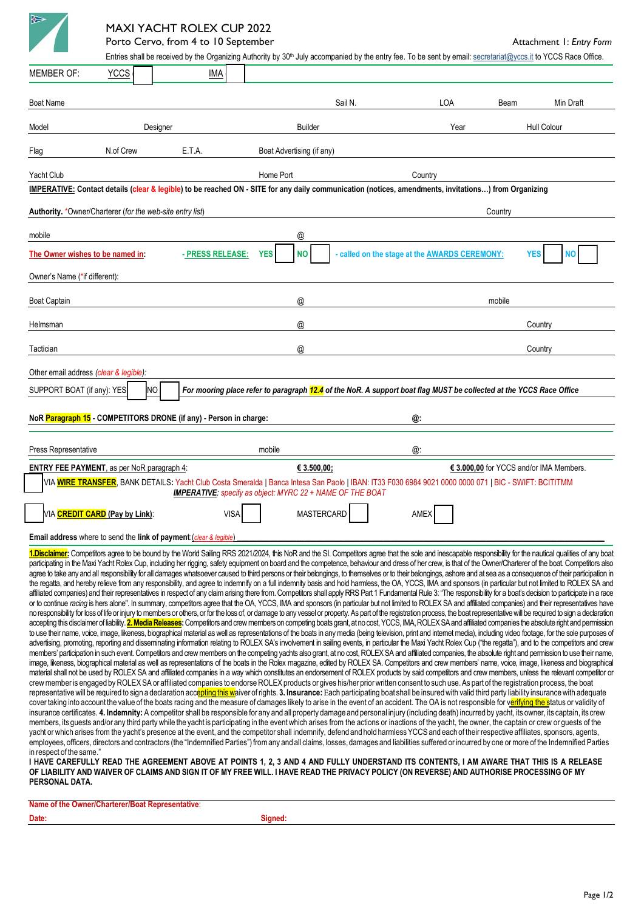# MAXI YACHT ROLEX CUP 2022

Porto Cervo, from 4 to 10 September

Attachment 1: *Entry Form*

Entries shall be received by the Organizing Authority by 30th July accompanied by the entry fee. To be sent by email: secretariat@yccs.it to YCCS Race Office.

MEMBER OF: YCCS ☐ IMA ☐

Boat Name | Sail N. | LOA | Beam | Min Draft

Model | Designer | Builder | Year | Hull Colour

Flag | N.of Crew | E.T.A. | Boat Advertising (if any)

Yacht Club | Home Port | Country

**IMPERATIVE: Contact details (clear & legible) to be reached ON - SITE for any daily communication (notices, amendments, invitations…) from Organizing Authority.** *Owner/Charterer (*for the web-site entry list*) | Country

mobile | @

**The Owner wishes to be named in:** **- PRESS RELEASE: YES ☐ NO ☐** **- called on the stage at the AWARDS CEREMONY: YES ☐ NO ☐**

Owner's Name (*if different):

Boat Captain | @ | mobile

Helmsman | @ | Country

Tactician | @ | Country

Other email address *(clear & legible)*:

SUPPORT BOAT (if any): YES ☐ NO ☐ ***For mooring place refer to paragraph 12.4 of the NoR. A support boat flag MUST be collected at the YCCS Race Office***

**NoR Paragraph 15 - COMPETITORS DRONE (if any) - Person in charge:** **@:**

Press Representative | mobile | @:

**ENTRY FEE PAYMENT**, as per NoR paragraph 4: **€ 3.500,00;** **€ 3.000,00** for YCCS and/or IMA Members.

☐ VIA **WIRE TRANSFER**, BANK DETAILS: Yacht Club Costa Smeralda | Banca Intesa San Paolo | IBAN: IT33 F030 6984 9021 0000 0000 071 | BIC - SWIFT: BCITITMM
***IMPERATIVE***: *specify as object: MYRC 22 + NAME OF THE BOAT*

☐ VIA **CREDIT CARD (Pay by Link)**: VISA ☐ MASTERCARD ☐ AMEX ☐

**Email address** where to send the **link of payment**:*(clear & legible)* \_\_\_\_\_\_\_\_\_\_\_\_\_\_\_\_\_\_\_\_\_\_\_\_\_\_\_\_\_\_\_\_\_\_\_\_\_\_\_\_

**1.Disclaimer:** Competitors agree to be bound by the World Sailing RRS 2021/2024, this NoR and the SI. Competitors agree that the sole and inescapable responsibility for the nautical qualities of any boat participating in the Maxi Yacht Rolex Cup, including her rigging, safety equipment on board and the competence, behaviour and dress of her crew, is that of the Owner/Charterer of the boat. Competitors also agree to take any and all responsibility for all damages whatsoever caused to third persons or their belongings, to themselves or to their belongings, ashore and at sea as a consequence of their participation in the regatta, and hereby relieve from any responsibility, and agree to indemnify on a full indemnity basis and hold harmless, the OA, YCCS, IMA and sponsors (in particular but not limited to ROLEX SA and affiliated companies) and their representatives in respect of any claim arising there from. Competitors shall apply RRS Part 1 Fundamental Rule 3: "The responsibility for a boat's decision to participate in a race or to continue *racing* is hers alone". In summary, competitors agree that the OA, YCCS, IMA and sponsors (in particular but not limited to ROLEX SA and affiliated companies) and their representatives have no responsibility for loss of life or injury to members or others, or for the loss of, or damage to any vessel or property. As part of the registration process, the boat representative will be required to sign a declaration accepting this disclaimer of liability. **2. Media Releases:** Competitors and crew members on competing boats grant, at no cost, YCCS, IMA, ROLEX SA and affiliated companies the absolute right and permission to use their name, voice, image, likeness, biographical material as well as representations of the boats in any media (being television, print and internet media), including video footage, for the sole purposes of advertising, promoting, reporting and disseminating information relating to ROLEX SA's involvement in sailing events, in particular the Maxi Yacht Rolex Cup ("the regatta"), and to the competitors and crew members' participation in such event. Competitors and crew members on the competing yachts also grant, at no cost, ROLEX SA and affiliated companies, the absolute right and permission to use their name, image, likeness, biographical material as well as representations of the boats racing in the Rolex magazine, edited by ROLEX SA. Competitors and crew members' name, voice, image, likeness and biographical material shall not be used by ROLEX SA and affiliated companies in a way which constitutes an endorsement of ROLEX products by said competitors and crew members, unless the relevant competitor or crew member is engaged by ROLEX SA or affiliated companies to endorse ROLEX products or gives his/her prior written consent to such use. As part of the registration process, the boat representative will be required to sign a declaration accepting this waiver of rights. **3. Insurance:** Each participating boat shall be insured with valid third party liability insurance with adequate cover taking into account the value of the boats racing and the measure of damages likely to arise in the event of an accident. The OA is not responsible for verifying the status or validity of insurance certificates. **4. Indemnity:** A competitor shall be responsible for any and all property damage and personal injury (including death) incurred by yacht, its owner, its captain, its crew members, its guests and/or any third party while the yacht is participating in the event which arises from the actions or inactions of the yacht, the owner, the captain or crew or guests of the yacht or which arises from the yacht's presence at the event, and the competitor shall indemnify, defend and hold harmless YCCS and each of their respective affiliates, sponsors, agents, employees, officers, directors and contractors (the "Indemnified Parties") from any and all claims, losses, damages and liabilities suffered or incurred by one or more of the Indemnified Parties in respect of the same."

**I HAVE CAREFULLY READ THE AGREEMENT ABOVE AT POINTS 1, 2, 3 AND 4 AND FULLY UNDERSTAND ITS CONTENTS, I AM AWARE THAT THIS IS A RELEASE OF LIABILITY AND WAIVER OF CLAIMS AND SIGN IT OF MY FREE WILL. I HAVE READ THE PRIVACY POLICY (ON REVERSE) AND AUTHORISE PROCESSING OF MY PERSONAL DATA.**

**Name of the Owner/Charterer/Boat Representative**:

**Date:** **Signed:**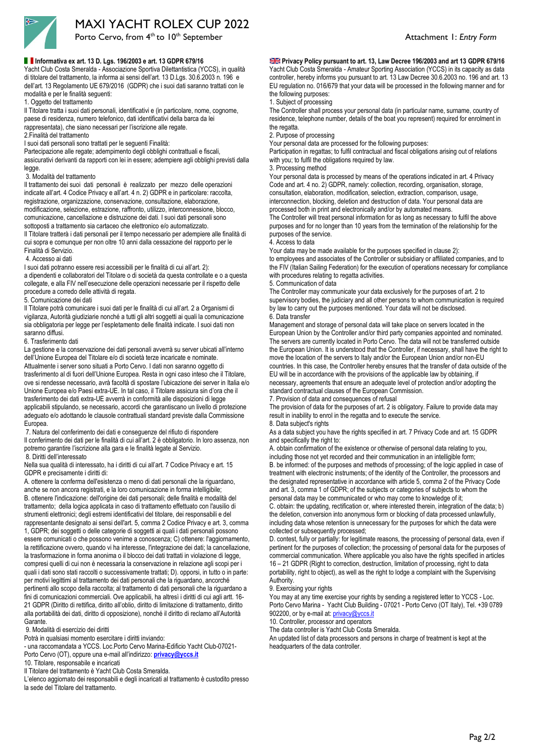## Informativa ex art. 13 D. Lgs. 196/2003 e art. 13 GDPR 679/16

Yacht Club Costa Smeralda - Associazione Sportiva Dilettantistica (YCCS), in qualità di titolare del trattamento, la informa ai sensi dell'art. 13 D.Lgs. 30.6.2003 n. 196 e dell'art. 13 Regolamento UE 679/2016 (GDPR) che i suoi dati saranno trattati con le modalità e per le finalità seguenti:

1. Oggetto del trattamento

Il Titolare tratta i suoi dati personali, identificativi e (in particolare, nome, cognome, paese di residenza, numero telefonico, dati identificativi della barca da lei rappresentata), che siano necessari per l'iscrizione alle regate.

2. Finalità del trattamento

I suoi dati personali sono trattati per le seguenti Finalità:

Partecipazione alle regate; adempimento degli obblighi contrattuali e fiscali, assicurativi derivanti da rapporti con lei in essere; adempiere agli obblighi previsti dalla legge.

3. Modalità del trattamento

Il trattamento dei suoi dati personali è realizzato per mezzo delle operazioni indicate all'art. 4 Codice Privacy e all'art. 4 n. 2) GDPR e in particolare: raccolta, registrazione, organizzazione, conservazione, consultazione, elaborazione, modificazione, selezione, estrazione, raffronto, utilizzo, interconnessione, blocco, comunicazione, cancellazione e distruzione dei dati. I suoi dati personali sono sottoposti a trattamento sia cartaceo che elettronico e/o automatizzato.

Il Titolare tratterà i dati personali per il tempo necessario per adempiere alle finalità di cui sopra e comunque per non oltre 10 anni dalla cessazione del rapporto per le Finalità di Servizio.

4. Accesso ai dati

I suoi dati potranno essere resi accessibili per le finalità di cui all'art. 2):

a dipendenti e collaboratori del Titolare o di società da questa controllate e o a questa collegate, e alla FIV nell'esecuzione delle operazioni necessarie per il rispetto delle procedure a corredo delle attività di regata.

5. Comunicazione dei dati

Il Titolare potrà comunicare i suoi dati per le finalità di cui all'art. 2 a Organismi di vigilanza, Autorità giudiziarie nonché a tutti gli altri soggetti ai quali la comunicazione sia obbligatoria per legge per l'espletamento delle finalità indicate. I suoi dati non saranno diffusi.

6. Trasferimento dati

La gestione e la conservazione dei dati personali avverrà su server ubicati all'interno dell'Unione Europea del Titolare e/o di società terze incaricate e nominate. Attualmente i server sono situati a Porto Cervo. I dati non saranno oggetto di trasferimento al di fuori dell'Unione Europea. Resta in ogni caso inteso che il Titolare, ove si rendesse necessario, avrà facoltà di spostare l'ubicazione dei server in Italia e/o Unione Europea e/o Paesi extra-UE. In tal caso, il Titolare assicura sin d'ora che il trasferimento dei dati extra-UE avverrà in conformità alle disposizioni di legge applicabili stipulando, se necessario, accordi che garantiscano un livello di protezione adeguato e/o adottando le clausole contrattuali standard previste dalla Commissione Europea.

7. Natura del conferimento dei dati e conseguenze del rifiuto di rispondere

Il conferimento dei dati per le finalità di cui all'art. 2 è obbligatorio. In loro assenza, non potremo garantire l'iscrizione alla gara e le finalità legate al Servizio.

8. Diritti dell'interessato

Nella sua qualità di interessato, ha i diritti di cui all'art. 7 Codice Privacy e art. 15 GDPR e precisamente i diritti di:

A. ottenere la conferma dell'esistenza o meno di dati personali che la riguardano, anche se non ancora registrati, e la loro comunicazione in forma intelligibile; B. ottenere l'indicazione: dell'origine dei dati personali; delle finalità e modalità del trattamento; della logica applicata in caso di trattamento effettuato con l'ausilio di strumenti elettronici; degli estremi identificativi del titolare, dei responsabili e del rappresentante designato ai sensi dell'art. 5, comma 2 Codice Privacy e art. 3, comma 1, GDPR; dei soggetti o delle categorie di soggetti ai quali i dati personali possono essere comunicati o che possono venirne a conoscenza; C) ottenere: l'aggiornamento, la rettificazione ovvero, quando vi ha interesse, l'integrazione dei dati; la cancellazione, la trasformazione in forma anonima o il blocco dei dati trattati in violazione di legge, compresi quelli di cui non è necessaria la conservazione in relazione agli scopi per i quali i dati sono stati raccolti o successivamente trattati; D). opporsi, in tutto o in parte: per motivi legittimi al trattamento dei dati personali che la riguardano, ancorché pertinenti allo scopo della raccolta; al trattamento di dati personali che la riguardano a fini di comunicazioni commerciali. Ove applicabili, ha altresì i diritti di cui agli artt. 16-21 GDPR (Diritto di rettifica, diritto all'oblio, diritto di limitazione di trattamento, diritto alla portabilità dei dati, diritto di opposizione), nonché il diritto di reclamo all'Autorità Garante.

9. Modalità di esercizio dei diritti

Potrà in qualsiasi momento esercitare i diritti inviando:

- una raccomandata a YCCS. Loc.Porto Cervo Marina-Edificio Yacht Club-07021-Porto Cervo (OT), oppure una e-mail all'indirizzo: **privacy@yccs.it**

10. Titolare, responsabile e incaricati

Il Titolare del trattamento è Yacht Club Costa Smeralda.

L'elenco aggiornato dei responsabili e degli incaricati al trattamento è custodito presso la sede del Titolare del trattamento.

## Privacy Policy pursuant to art. 13, Law Decree 196/2003 and art 13 GDPR 679/16

Yacht Club Costa Smeralda - Amateur Sporting Association (YCCS) in its capacity as data controller, hereby informs you pursuant to art. 13 Law Decree 30.6.2003 no. 196 and art. 13 EU regulation no. 016/679 that your data will be processed in the following manner and for the following purposes:

1. Subject of processing

The Controller shall process your personal data (in particular name, surname, country of residence, telephone number, details of the boat you represent) required for enrolment in the regatta.

2. Purpose of processing

Your personal data are processed for the following purposes:

Participation in regattas; to fulfil contractual and fiscal obligations arising out of relations with you; to fulfil the obligations required by law.

3. Processing method

Your personal data is processed by means of the operations indicated in art. 4 Privacy Code and art. 4 no. 2) GDPR, namely: collection, recording, organisation, storage, consultation, elaboration, modification, selection, extraction, comparison, usage, interconnection, blocking, deletion and destruction of data. Your personal data are processed both in print and electronically and/or by automated means.

The Controller will treat personal information for as long as necessary to fulfil the above purposes and for no longer than 10 years from the termination of the relationship for the purposes of the service.

4. Access to data

Your data may be made available for the purposes specified in clause 2):

to employees and associates of the Controller or subsidiary or affiliated companies, and to the FIV (Italian Sailing Federation) for the execution of operations necessary for compliance with procedures relating to regatta activities.

5. Communication of data

The Controller may communicate your data exclusively for the purposes of art. 2 to supervisory bodies, the judiciary and all other persons to whom communication is required by law to carry out the purposes mentioned. Your data will not be disclosed.

6. Data transfer

Management and storage of personal data will take place on servers located in the European Union by the Controller and/or third party companies appointed and nominated. The servers are currently located in Porto Cervo. The data will not be transferred outside the European Union. It is understood that the Controller, if necessary, shall have the right to move the location of the servers to Italy and/or the European Union and/or non-EU countries. In this case, the Controller hereby ensures that the transfer of data outside of the EU will be in accordance with the provisions of the applicable law by obtaining, if necessary, agreements that ensure an adequate level of protection and/or adopting the standard contractual clauses of the European Commission.

7. Provision of data and consequences of refusal

The provision of data for the purposes of art. 2 is obligatory. Failure to provide data may result in inability to enrol in the regatta and to execute the service.

8. Data subject's rights

As a data subject you have the rights specified in art. 7 Privacy Code and art. 15 GDPR and specifically the right to:

A. obtain confirmation of the existence or otherwise of personal data relating to you, including those not yet recorded and their communication in an intelligible form;

B. be informed: of the purposes and methods of processing; of the logic applied in case of treatment with electronic instruments; of the identity of the Controller, the processors and the designated representative in accordance with article 5, comma 2 of the Privacy Code and art. 3, comma 1 of GDPR; of the subjects or categories of subjects to whom the personal data may be communicated or who may come to knowledge of it;

C. obtain: the updating, rectification or, where interested therein, integration of the data; b) the deletion, conversion into anonymous form or blocking of data processed unlawfully, including data whose retention is unnecessary for the purposes for which the data were collected or subsequently processed;

D. contest, fully or partially: for legitimate reasons, the processing of personal data, even if pertinent for the purposes of collection; the processing of personal data for the purposes of commercial communication. Where applicable you also have the rights specified in articles 16 – 21 GDPR (Right to correction, destruction, limitation of processing, right to data portability, right to object), as well as the right to lodge a complaint with the Supervising Authority.

9. Exercising your rights

You may at any time exercise your rights by sending a registered letter to YCCS - Loc. Porto Cervo Marina - Yacht Club Building - 07021 - Porto Cervo (OT Italy), Tel. +39 0789 902200, or by e-mail at: privacy@yccs.it

10. Controller, processor and operators

The data controller is Yacht Club Costa Smeralda.

An updated list of data processors and persons in charge of treatment is kept at the headquarters of the data controller.